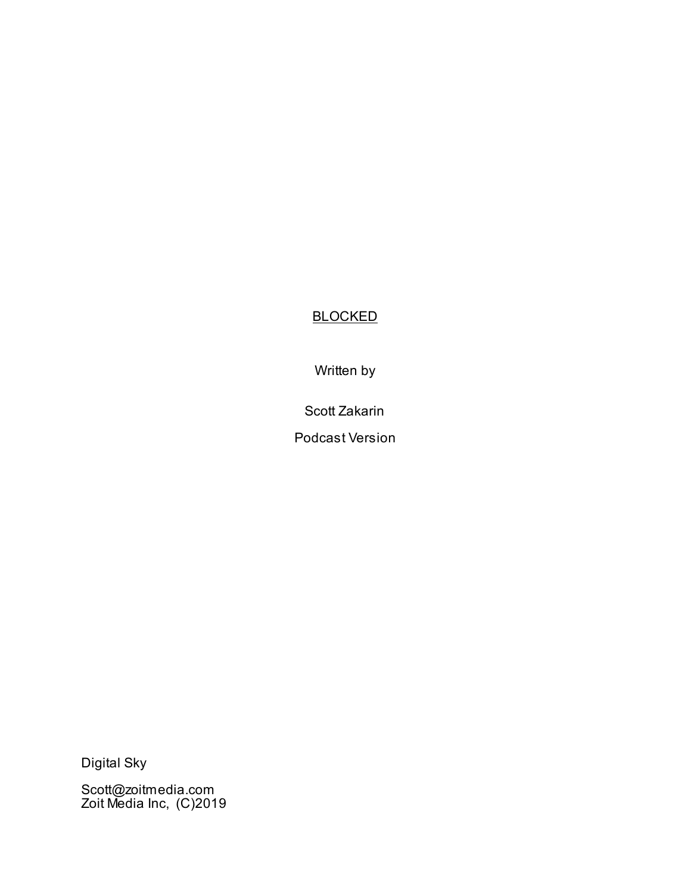# BLOCKED

Written by

Scott Zakarin

Podcast Version

Digital Sky

Scott@zoitmedia.com
Zoit Media Inc, (C)2019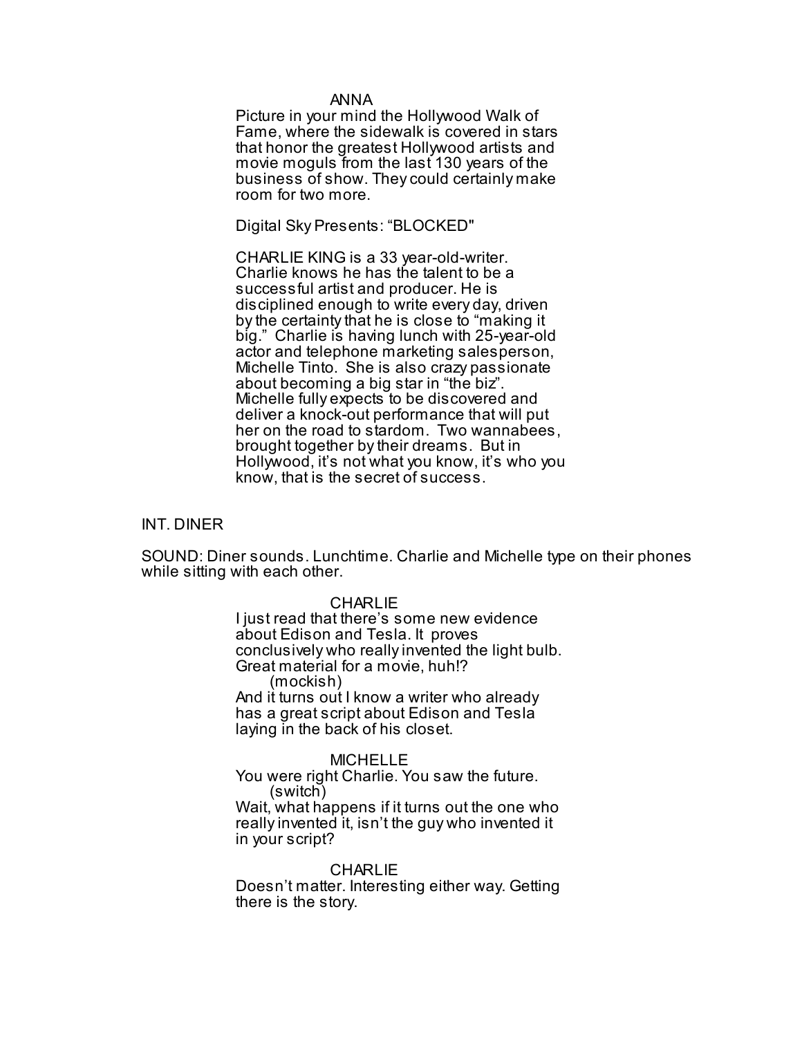ANNA

Picture in your mind the Hollywood Walk of Fame, where the sidewalk is covered in stars that honor the greatest Hollywood artists and movie moguls from the last 130 years of the business of show. They could certainly make room for two more.

Digital Sky Presents: “BLOCKED"

CHARLIE KING is a 33 year-old-writer. Charlie knows he has the talent to be a successful artist and producer. He is disciplined enough to write every day, driven by the certainty that he is close to “making it big.” Charlie is having lunch with 25-year-old actor and telephone marketing salesperson, Michelle Tinto. She is also crazy passionate about becoming a big star in “the biz”. Michelle fully expects to be discovered and deliver a knock-out performance that will put her on the road to stardom. Two wannabees, brought together by their dreams. But in Hollywood, it’s not what you know, it’s who you know, that is the secret of success.

INT. DINER

SOUND: Diner sounds. Lunchtime. Charlie and Michelle type on their phones while sitting with each other.

CHARLIE

I just read that there’s some new evidence about Edison and Tesla. It proves conclusively who really invented the light bulb. Great material for a movie, huh!?

(mockish)

And it turns out I know a writer who already has a great script about Edison and Tesla laying in the back of his closet.

MICHELLE

You were right Charlie. You saw the future.

(switch)

Wait, what happens if it turns out the one who really invented it, isn’t the guy who invented it in your script?

CHARLIE

Doesn’t matter. Interesting either way. Getting there is the story.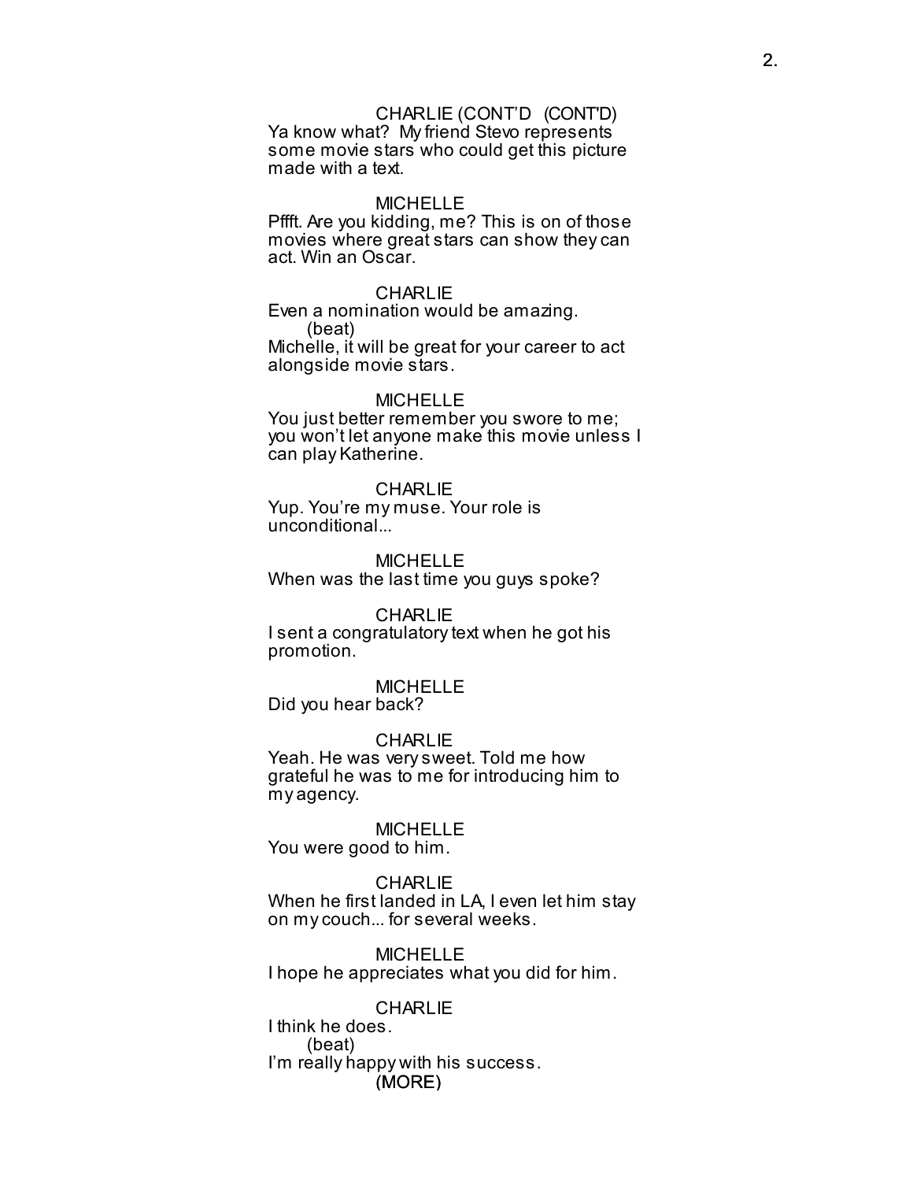CHARLIE (CONT'D (CONT'D)

Ya know what? My friend Stevo represents some movie stars who could get this picture made with a text.

MICHELLE

Pffft. Are you kidding, me? This is on of those movies where great stars can show they can act. Win an Oscar.

CHARLIE

Even a nomination would be amazing.

(beat)

Michelle, it will be great for your career to act alongside movie stars.

MICHELLE

You just better remember you swore to me; you won't let anyone make this movie unless I can play Katherine.

CHARLIE

Yup. You're my muse. Your role is unconditional...

MICHELLE

When was the last time you guys spoke?

CHARLIE

I sent a congratulatory text when he got his promotion.

MICHELLE

Did you hear back?

CHARLIE

Yeah. He was very sweet. Told me how grateful he was to me for introducing him to my agency.

MICHELLE

You were good to him.

CHARLIE

When he first landed in LA, I even let him stay on my couch... for several weeks.

MICHELLE

I hope he appreciates what you did for him.

CHARLIE

I think he does.

(beat)

I'm really happy with his success.

(MORE)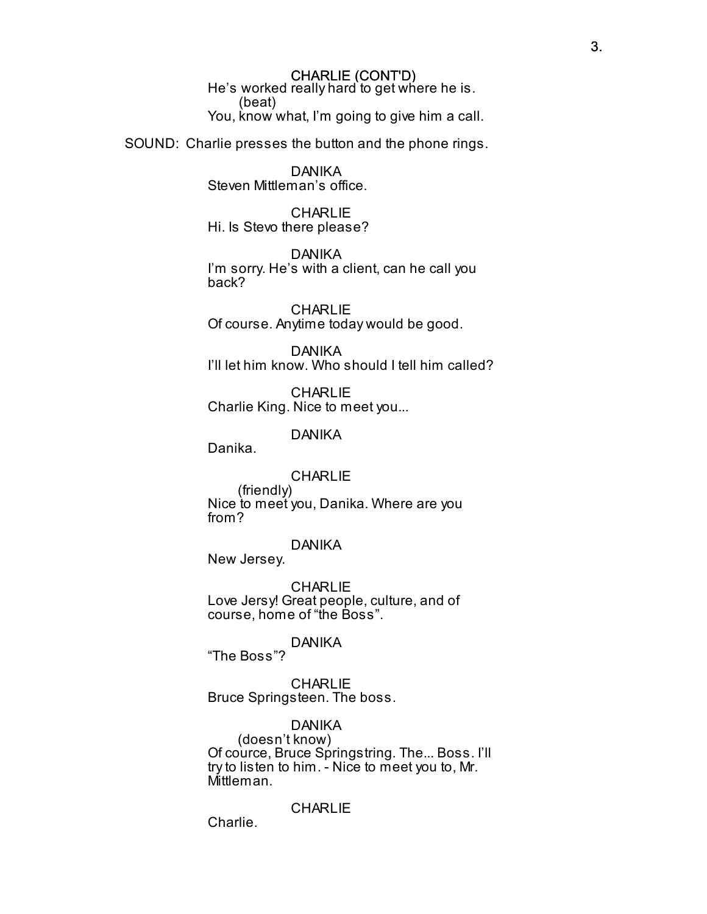CHARLIE (CONT'D)
He's worked really hard to get where he is.
(beat)
You, know what, I'm going to give him a call.

SOUND: Charlie presses the button and the phone rings.

DANIKA
Steven Mittleman's office.

CHARLIE
Hi. Is Stevo there please?

DANIKA
I'm sorry. He's with a client, can he call you back?

CHARLIE
Of course. Anytime today would be good.

DANIKA
I'll let him know. Who should I tell him called?

CHARLIE
Charlie King. Nice to meet you...

DANIKA
Danika.

CHARLIE
(friendly)
Nice to meet you, Danika. Where are you from?

DANIKA
New Jersey.

CHARLIE
Love Jersy! Great people, culture, and of course, home of "the Boss".

DANIKA
"The Boss"?

CHARLIE
Bruce Springsteen. The boss.

DANIKA
(doesn't know)
Of cource, Bruce Springstring. The... Boss. I'll try to listen to him. - Nice to meet you to, Mr. Mittleman.

CHARLIE
Charlie.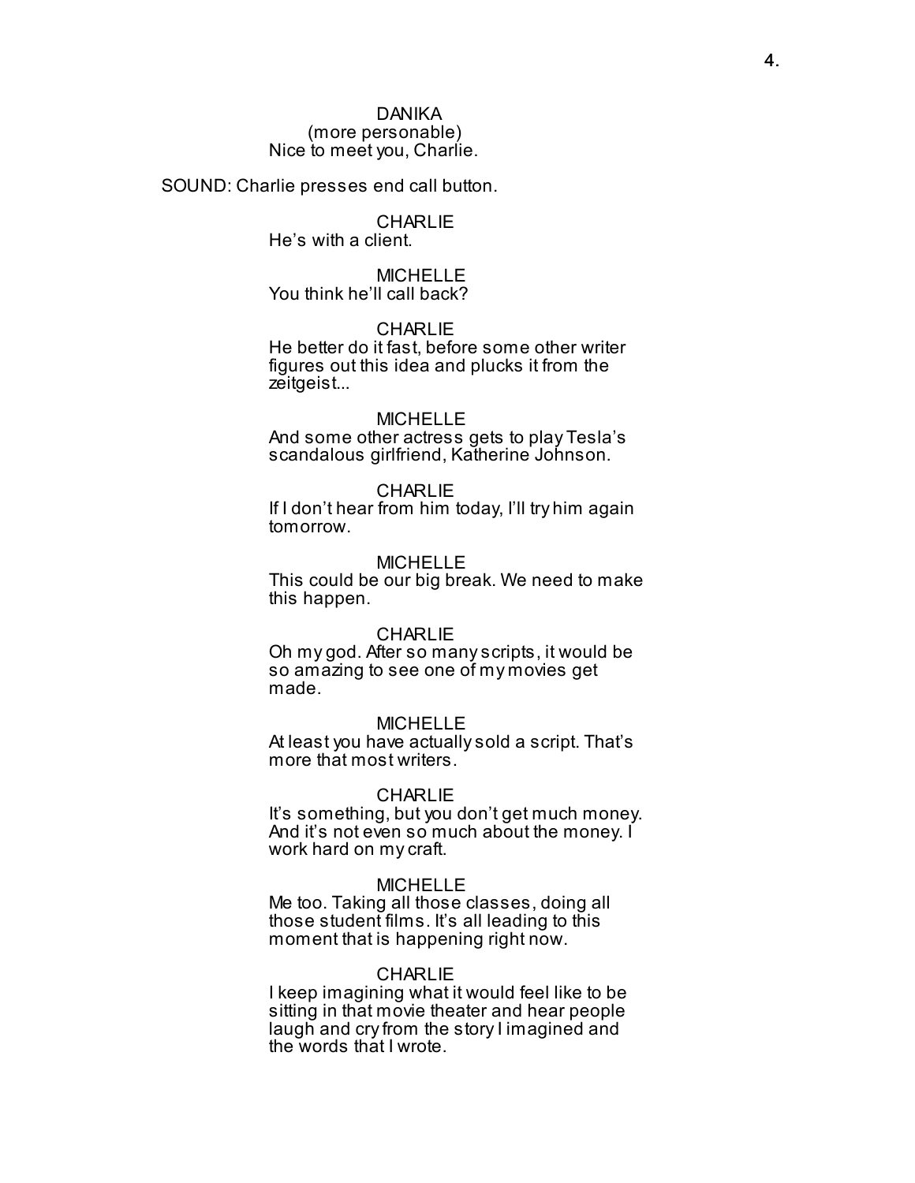DANIKA
(more personable)
Nice to meet you, Charlie.

SOUND: Charlie presses end call button.

CHARLIE
He's with a client.

MICHELLE
You think he'll call back?

CHARLIE
He better do it fast, before some other writer figures out this idea and plucks it from the zeitgeist...

MICHELLE
And some other actress gets to play Tesla's scandalous girlfriend, Katherine Johnson.

CHARLIE
If I don't hear from him today, I'll try him again tomorrow.

MICHELLE
This could be our big break. We need to make this happen.

CHARLIE
Oh my god. After so many scripts, it would be so amazing to see one of my movies get made.

MICHELLE
At least you have actually sold a script. That's more that most writers.

CHARLIE
It's something, but you don't get much money. And it's not even so much about the money. I work hard on my craft.

MICHELLE
Me too. Taking all those classes, doing all those student films. It's all leading to this moment that is happening right now.

CHARLIE
I keep imagining what it would feel like to be sitting in that movie theater and hear people laugh and cry from the story I imagined and the words that I wrote.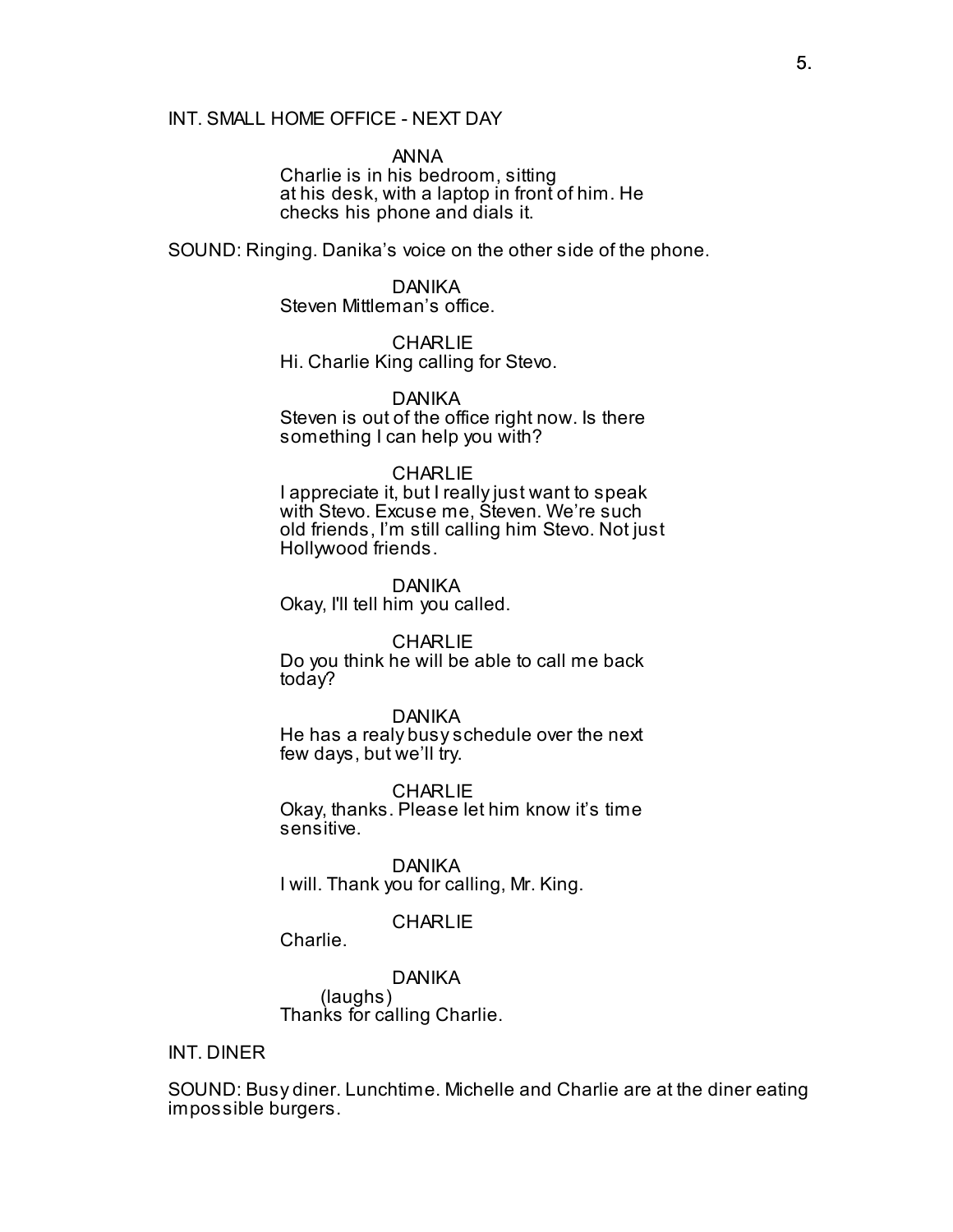INT. SMALL HOME OFFICE - NEXT DAY

ANNA
Charlie is in his bedroom, sitting at his desk, with a laptop in front of him. He checks his phone and dials it.

SOUND: Ringing. Danika's voice on the other side of the phone.

DANIKA
Steven Mittleman's office.

CHARLIE
Hi. Charlie King calling for Stevo.

DANIKA
Steven is out of the office right now. Is there something I can help you with?

CHARLIE
I appreciate it, but I really just want to speak with Stevo. Excuse me, Steven. We're such old friends, I'm still calling him Stevo. Not just Hollywood friends.

DANIKA
Okay, I'll tell him you called.

CHARLIE
Do you think he will be able to call me back today?

DANIKA
He has a realy busy schedule over the next few days, but we'll try.

CHARLIE
Okay, thanks. Please let him know it's time sensitive.

DANIKA
I will. Thank you for calling, Mr. King.

CHARLIE
Charlie.

DANIKA
(laughs)
Thanks for calling Charlie.

INT. DINER

SOUND: Busy diner. Lunchtime. Michelle and Charlie are at the diner eating impossible burgers.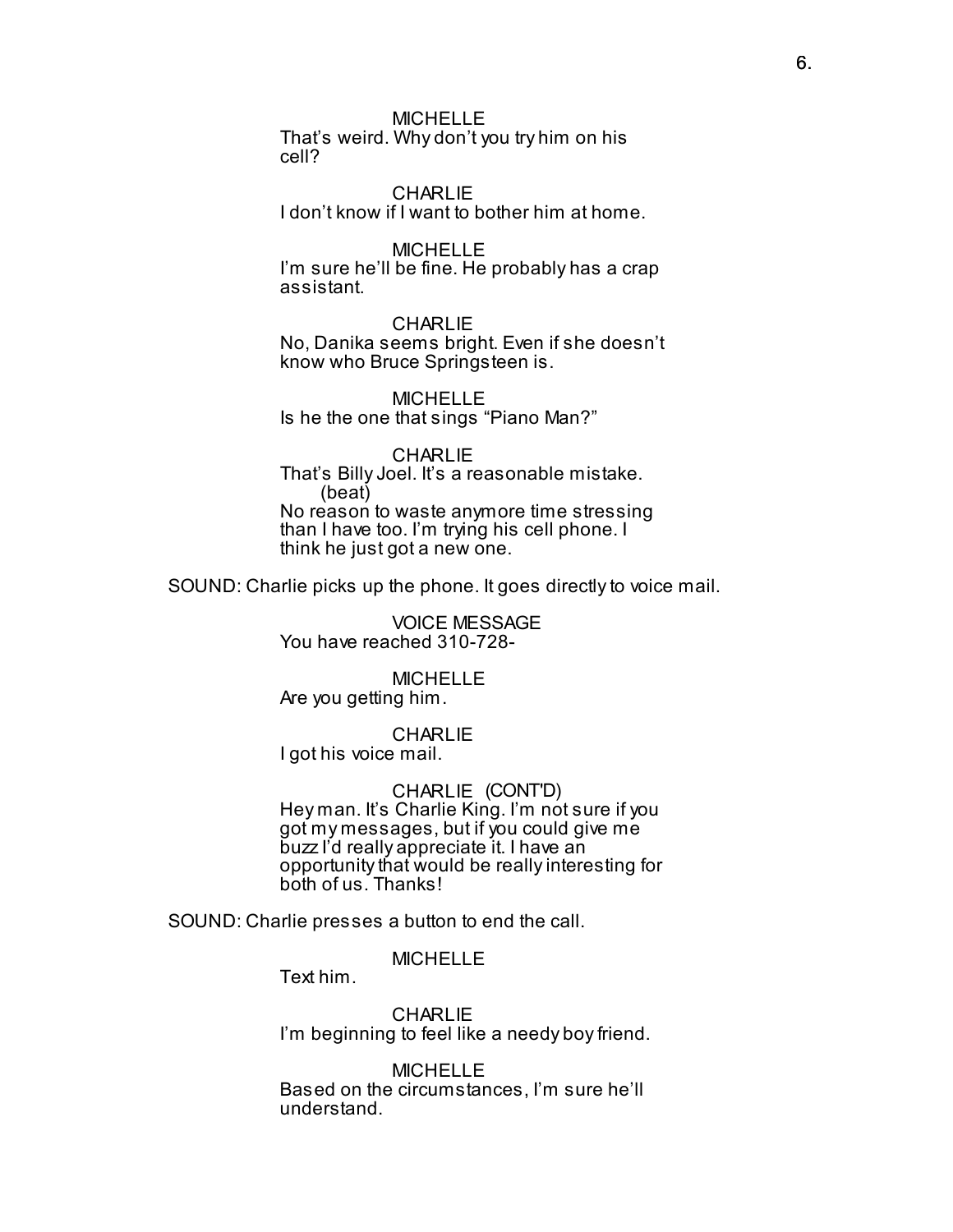MICHELLE
That's weird. Why don't you try him on his cell?

CHARLIE
I don't know if I want to bother him at home.

MICHELLE
I'm sure he'll be fine. He probably has a crap assistant.

CHARLIE
No, Danika seems bright. Even if she doesn't know who Bruce Springsteen is.

MICHELLE
Is he the one that sings "Piano Man?"

CHARLIE
That's Billy Joel. It's a reasonable mistake.
(beat)
No reason to waste anymore time stressing than I have too. I'm trying his cell phone. I think he just got a new one.

SOUND: Charlie picks up the phone. It goes directly to voice mail.

VOICE MESSAGE
You have reached 310-728-

MICHELLE
Are you getting him.

CHARLIE
I got his voice mail.

CHARLIE (CONT'D)
Hey man. It's Charlie King. I'm not sure if you got my messages, but if you could give me buzz I'd really appreciate it. I have an opportunity that would be really interesting for both of us. Thanks!

SOUND: Charlie presses a button to end the call.

MICHELLE
Text him.

CHARLIE
I'm beginning to feel like a needy boy friend.

MICHELLE
Based on the circumstances, I'm sure he'll understand.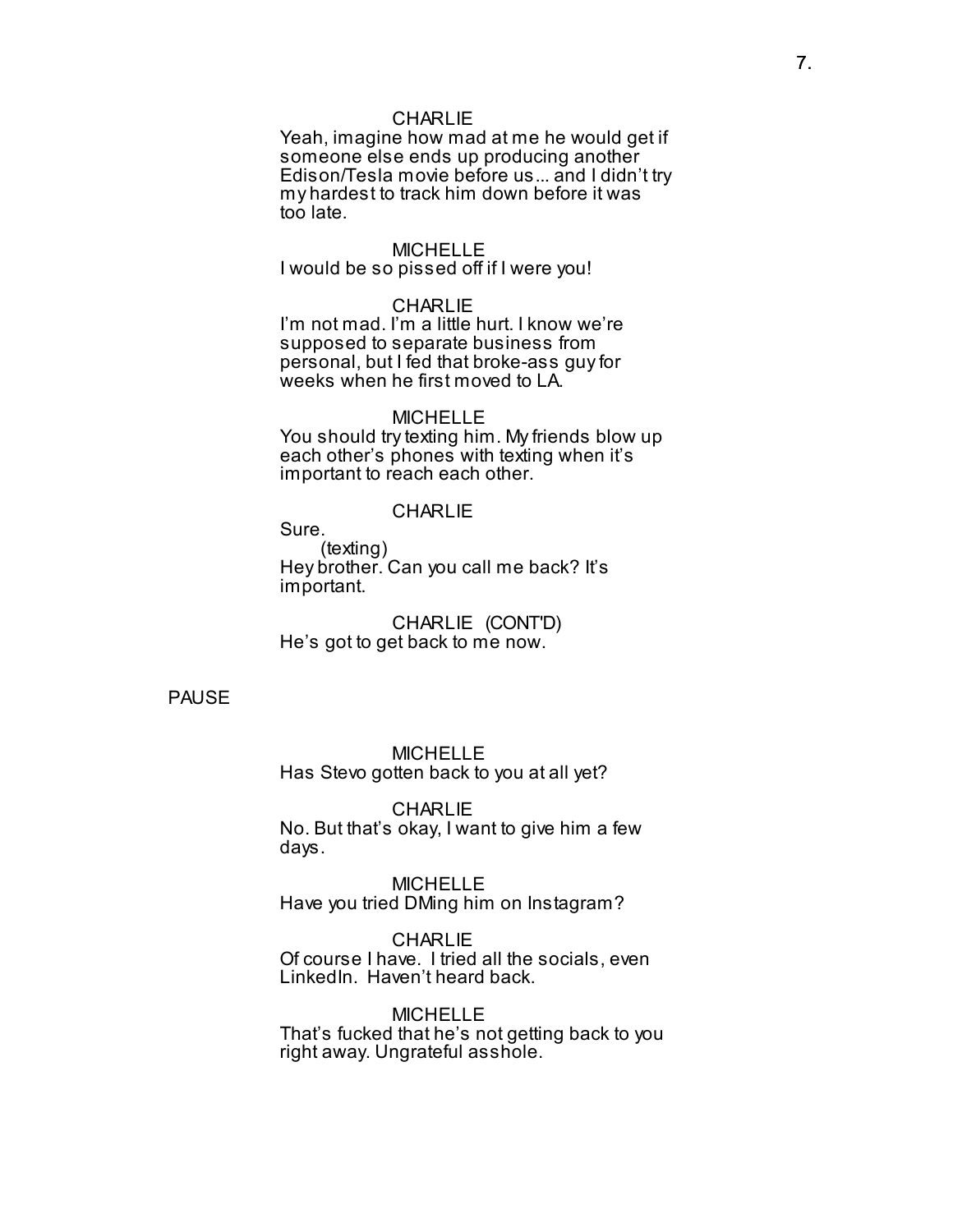CHARLIE

Yeah, imagine how mad at me he would get if someone else ends up producing another Edison/Tesla movie before us... and I didn't try my hardest to track him down before it was too late.

MICHELLE

I would be so pissed off if I were you!

CHARLIE

I'm not mad. I'm a little hurt. I know we're supposed to separate business from personal, but I fed that broke-ass guy for weeks when he first moved to LA.

MICHELLE

You should try texting him. My friends blow up each other's phones with texting when it's important to reach each other.

CHARLIE

Sure.

(texting)

Hey brother. Can you call me back? It's important.

CHARLIE (CONT'D)

He's got to get back to me now.

PAUSE

MICHELLE

Has Stevo gotten back to you at all yet?

CHARLIE

No. But that's okay, I want to give him a few days.

MICHELLE

Have you tried DMing him on Instagram?

CHARLIE

Of course I have. I tried all the socials, even LinkedIn. Haven't heard back.

MICHELLE

That's fucked that he's not getting back to you right away. Ungrateful asshole.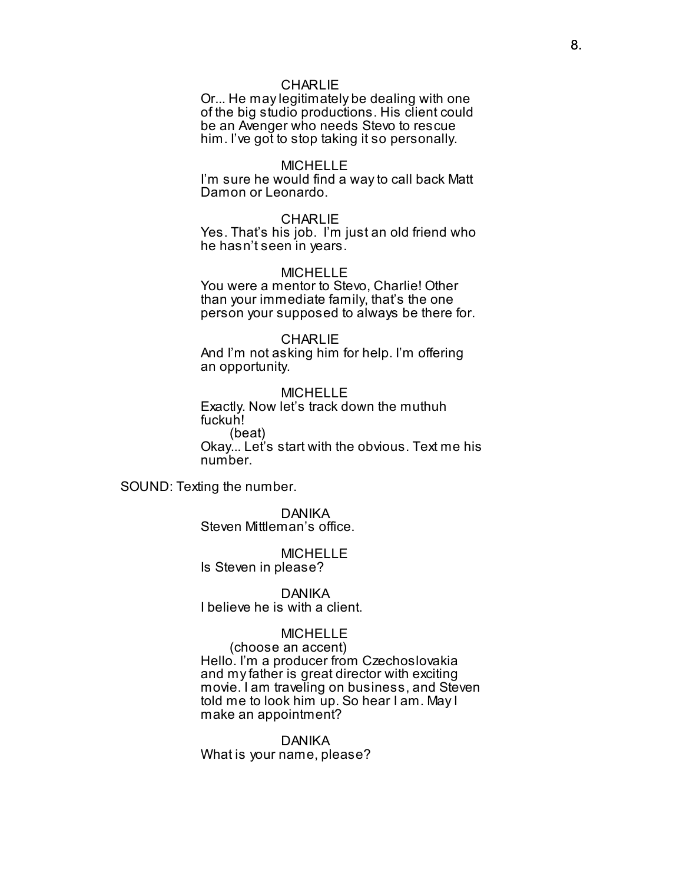CHARLIE

Or... He may legitimately be dealing with one of the big studio productions. His client could be an Avenger who needs Stevo to rescue him. I've got to stop taking it so personally.

MICHELLE

I'm sure he would find a way to call back Matt Damon or Leonardo.

CHARLIE

Yes. That's his job. I'm just an old friend who he hasn't seen in years.

MICHELLE

You were a mentor to Stevo, Charlie! Other than your immediate family, that's the one person your supposed to always be there for.

CHARLIE

And I'm not asking him for help. I'm offering an opportunity.

MICHELLE

Exactly. Now let's track down the muthuh fuckuh!

(beat)

Okay... Let's start with the obvious. Text me his number.

SOUND: Texting the number.

DANIKA

Steven Mittleman's office.

MICHELLE

Is Steven in please?

DANIKA

I believe he is with a client.

MICHELLE

(choose an accent)

Hello. I'm a producer from Czechoslovakia and my father is great director with exciting movie. I am traveling on business, and Steven told me to look him up. So hear I am. May I make an appointment?

DANIKA

What is your name, please?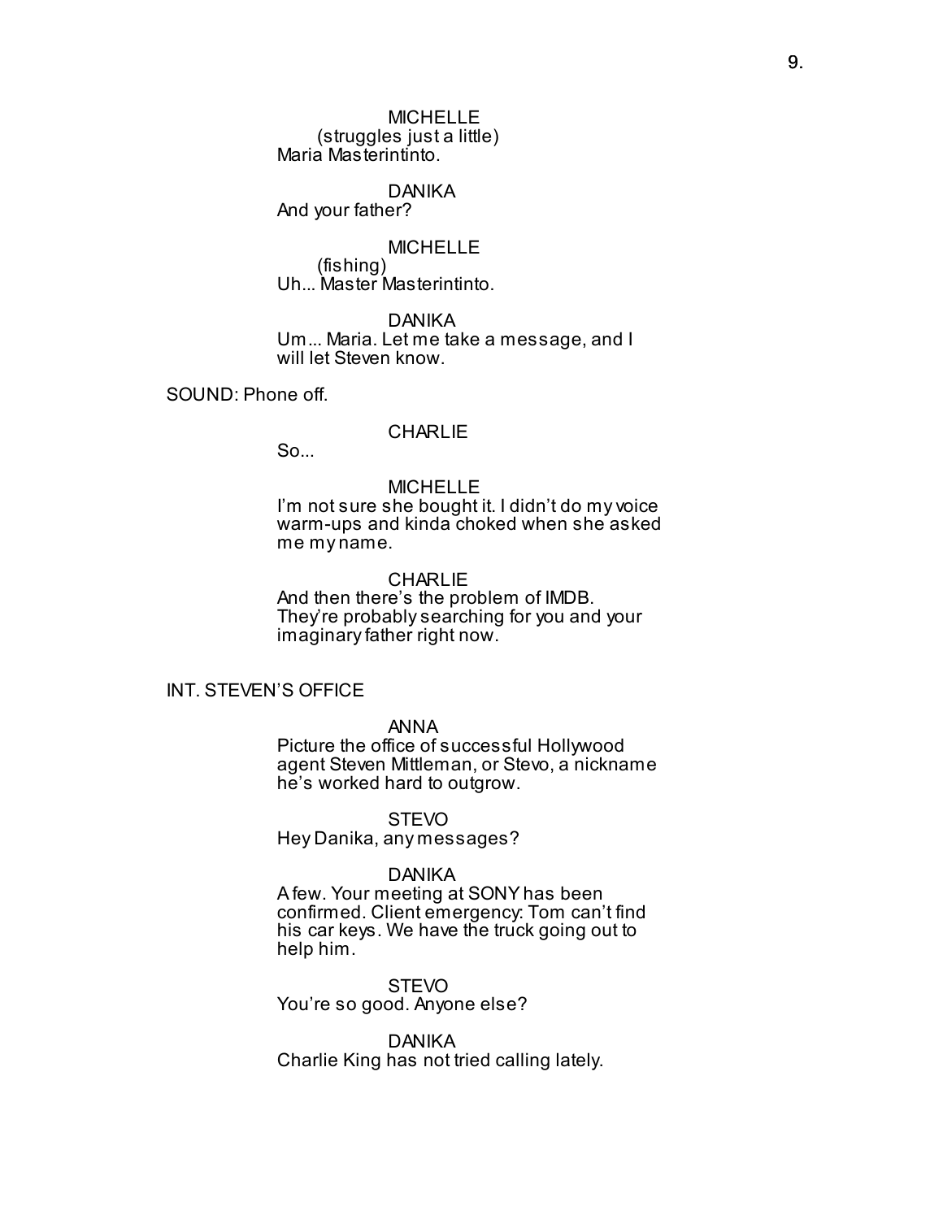MICHELLE
(struggles just a little)
Maria Masterintinto.

DANIKA
And your father?

MICHELLE
(fishing)
Uh... Master Masterintinto.

DANIKA
Um... Maria. Let me take a message, and I will let Steven know.

SOUND: Phone off.

CHARLIE
So...

MICHELLE
I'm not sure she bought it. I didn't do my voice warm-ups and kinda choked when she asked me my name.

CHARLIE
And then there's the problem of IMDB. They're probably searching for you and your imaginary father right now.

INT. STEVEN'S OFFICE

ANNA
Picture the office of successful Hollywood agent Steven Mittleman, or Stevo, a nickname he's worked hard to outgrow.

STEVO
Hey Danika, any messages?

DANIKA
A few. Your meeting at SONY has been confirmed. Client emergency: Tom can't find his car keys. We have the truck going out to help him.

STEVO
You're so good. Anyone else?

DANIKA
Charlie King has not tried calling lately.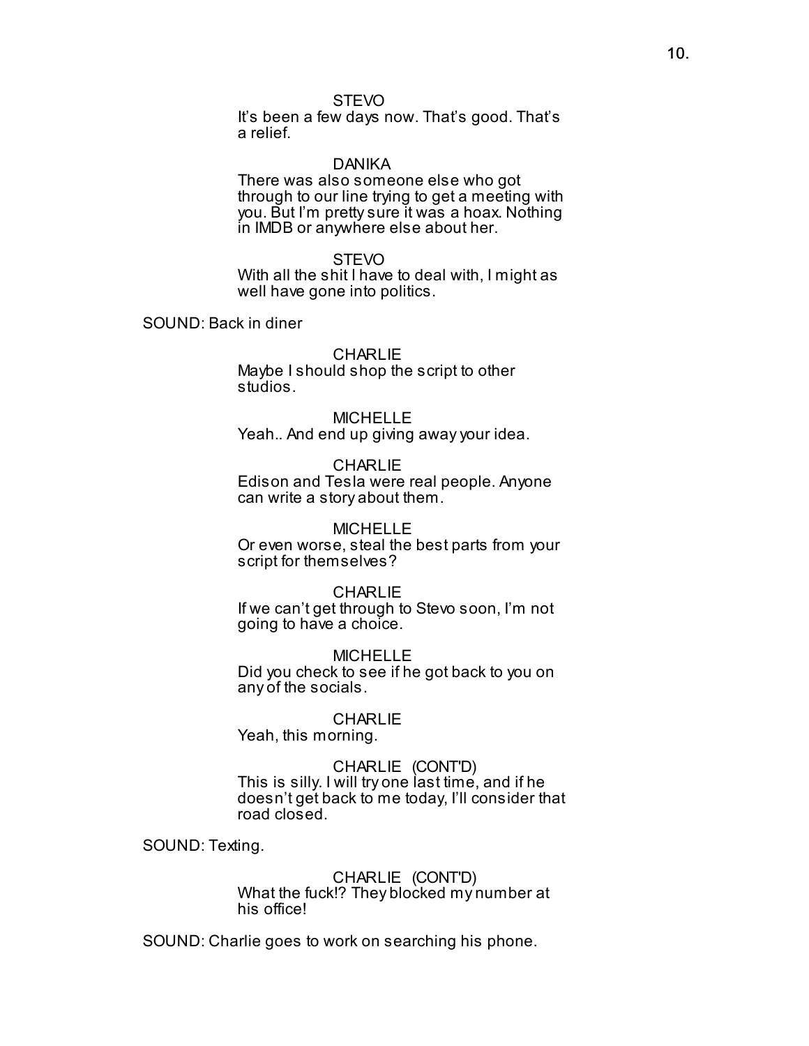STEVO

It's been a few days now. That's good. That's a relief.

DANIKA

There was also someone else who got through to our line trying to get a meeting with you. But I'm pretty sure it was a hoax. Nothing in IMDB or anywhere else about her.

STEVO

With all the shit I have to deal with, I might as well have gone into politics.

SOUND: Back in diner

CHARLIE

Maybe I should shop the script to other studios.

MICHELLE

Yeah.. And end up giving away your idea.

CHARLIE

Edison and Tesla were real people. Anyone can write a story about them.

MICHELLE

Or even worse, steal the best parts from your script for themselves?

CHARLIE

If we can't get through to Stevo soon, I'm not going to have a choice.

MICHELLE

Did you check to see if he got back to you on any of the socials.

CHARLIE

Yeah, this morning.

CHARLIE (CONT'D)

This is silly. I will try one last time, and if he doesn't get back to me today, I'll consider that road closed.

SOUND: Texting.

CHARLIE (CONT'D)

What the fuck!? They blocked my number at his office!

SOUND: Charlie goes to work on searching his phone.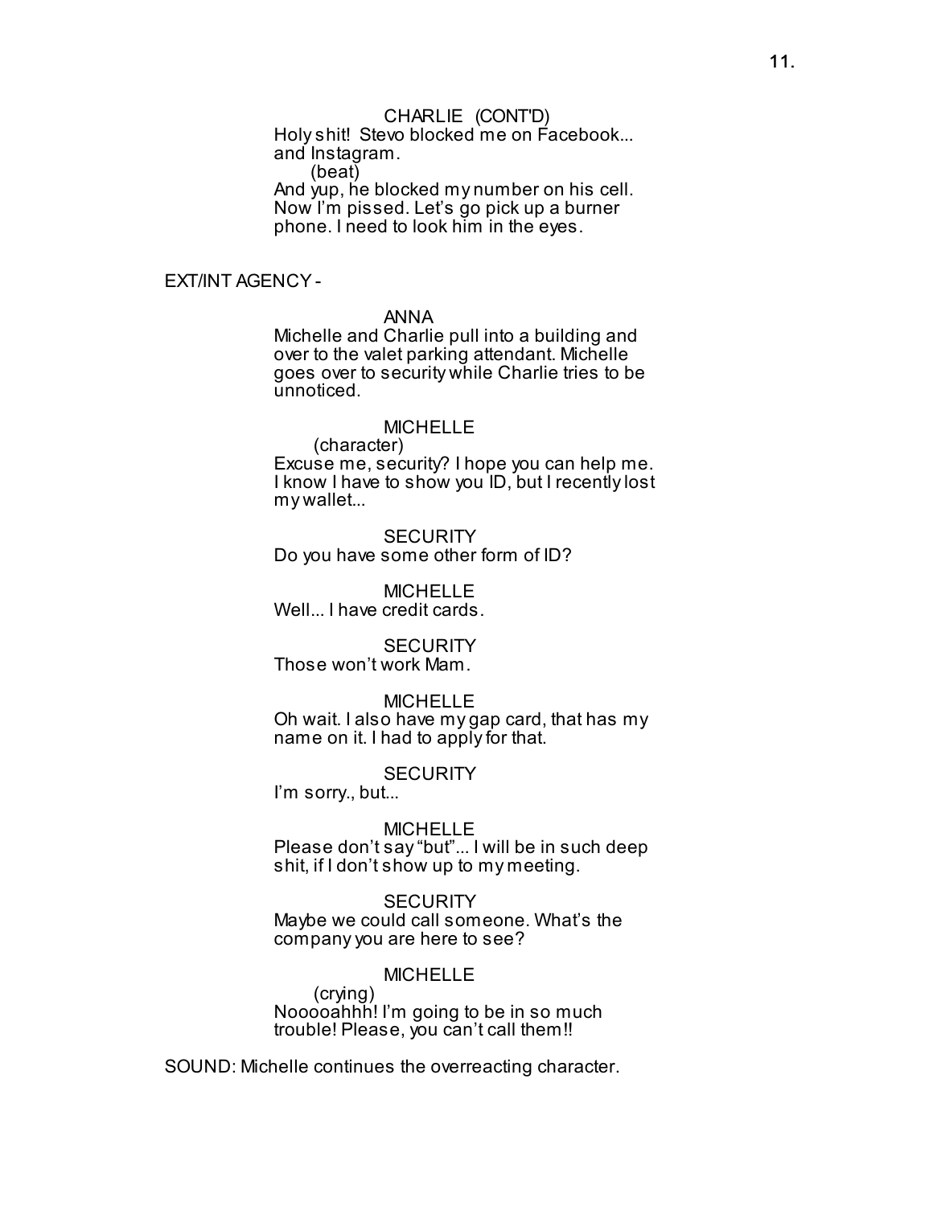CHARLIE (CONT'D)
Holy shit! Stevo blocked me on Facebook... and Instagram.
(beat)
And yup, he blocked my number on his cell. Now I'm pissed. Let's go pick up a burner phone. I need to look him in the eyes.

EXT/INT AGENCY -

ANNA
Michelle and Charlie pull into a building and over to the valet parking attendant. Michelle goes over to security while Charlie tries to be unnoticed.

MICHELLE
(character)
Excuse me, security? I hope you can help me. I know I have to show you ID, but I recently lost my wallet...

SECURITY
Do you have some other form of ID?

MICHELLE
Well... I have credit cards.

SECURITY
Those won't work Mam.

MICHELLE
Oh wait. I also have my gap card, that has my name on it. I had to apply for that.

SECURITY
I'm sorry., but...

MICHELLE
Please don't say "but"... I will be in such deep shit, if I don't show up to my meeting.

SECURITY
Maybe we could call someone. What's the company you are here to see?

MICHELLE
(crying)
Nooooahhh! I'm going to be in so much trouble! Please, you can't call them!!

SOUND: Michelle continues the overreacting character.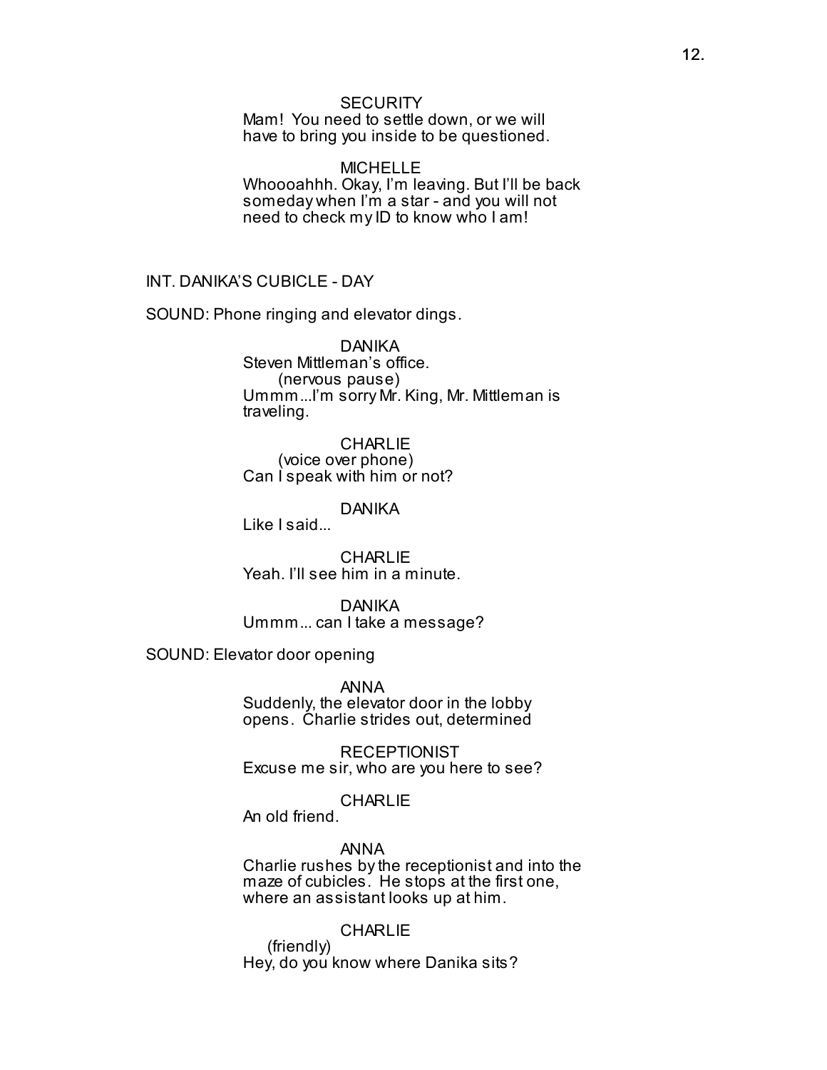SECURITY
Mam! You need to settle down, or we will have to bring you inside to be questioned.

MICHELLE
Whoooahhh. Okay, I'm leaving. But I'll be back someday when I'm a star - and you will not need to check my ID to know who I am!

INT. DANIKA'S CUBICLE - DAY

SOUND: Phone ringing and elevator dings.

DANIKA
Steven Mittleman's office.
(nervous pause)
Ummm...I'm sorry Mr. King, Mr. Mittleman is traveling.

CHARLIE
(voice over phone)
Can I speak with him or not?

DANIKA
Like I said...

CHARLIE
Yeah. I'll see him in a minute.

DANIKA
Ummm... can I take a message?

SOUND: Elevator door opening

ANNA
Suddenly, the elevator door in the lobby opens. Charlie strides out, determined

RECEPTIONIST
Excuse me sir, who are you here to see?

CHARLIE
An old friend.

ANNA
Charlie rushes by the receptionist and into the maze of cubicles. He stops at the first one, where an assistant looks up at him.

CHARLIE
(friendly)
Hey, do you know where Danika sits?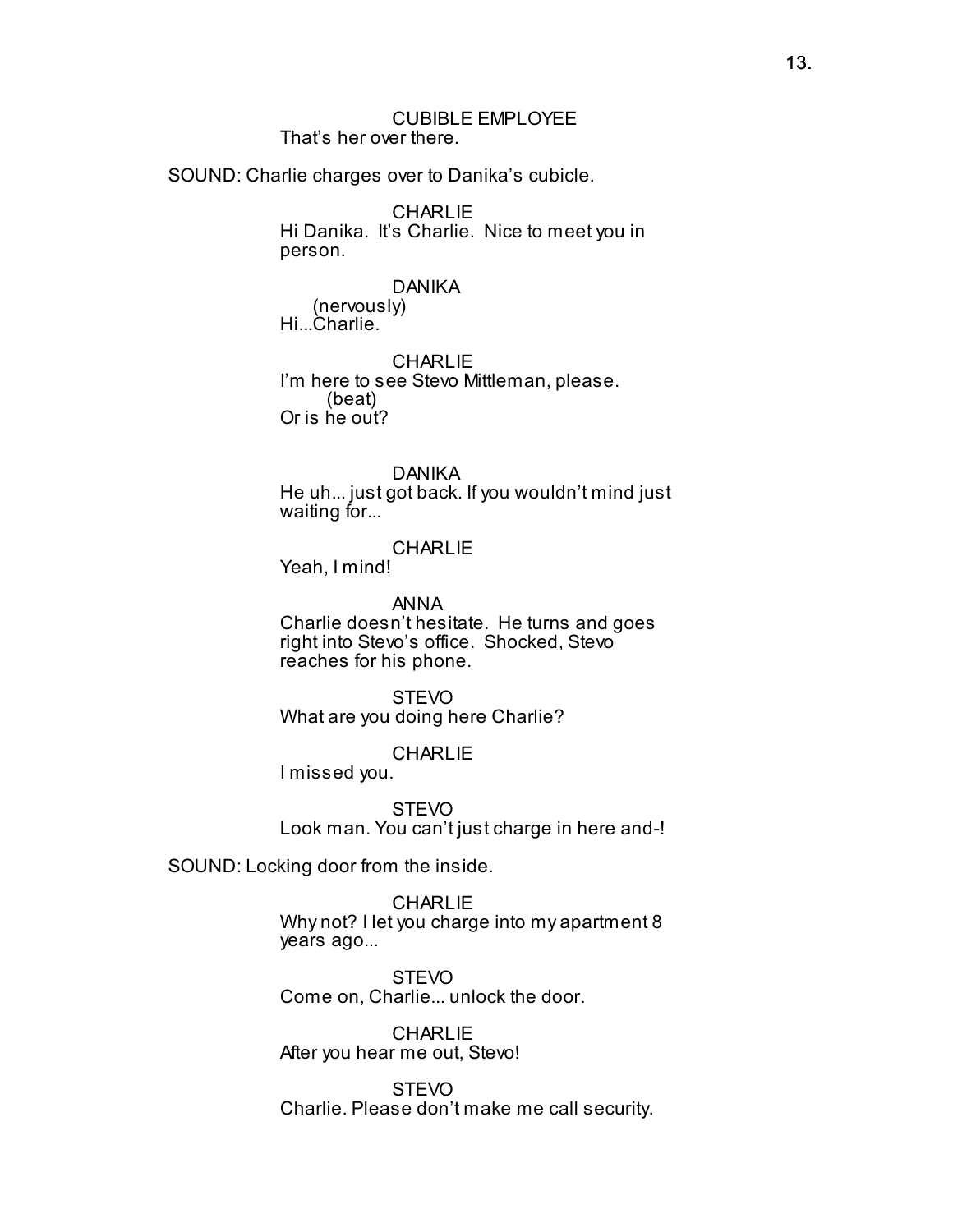CUBIBLE EMPLOYEE
That's her over there.

SOUND: Charlie charges over to Danika's cubicle.

CHARLIE
Hi Danika. It's Charlie. Nice to meet you in person.

DANIKA
(nervously)
Hi...Charlie.

CHARLIE
I'm here to see Stevo Mittleman, please.
(beat)
Or is he out?

DANIKA
He uh... just got back. If you wouldn't mind just waiting for...

CHARLIE
Yeah, I mind!

ANNA
Charlie doesn't hesitate. He turns and goes right into Stevo's office. Shocked, Stevo reaches for his phone.

STEVO
What are you doing here Charlie?

CHARLIE
I missed you.

STEVO
Look man. You can't just charge in here and-!

SOUND: Locking door from the inside.

CHARLIE
Why not? I let you charge into my apartment 8 years ago...

STEVO
Come on, Charlie... unlock the door.

CHARLIE
After you hear me out, Stevo!

STEVO
Charlie. Please don't make me call security.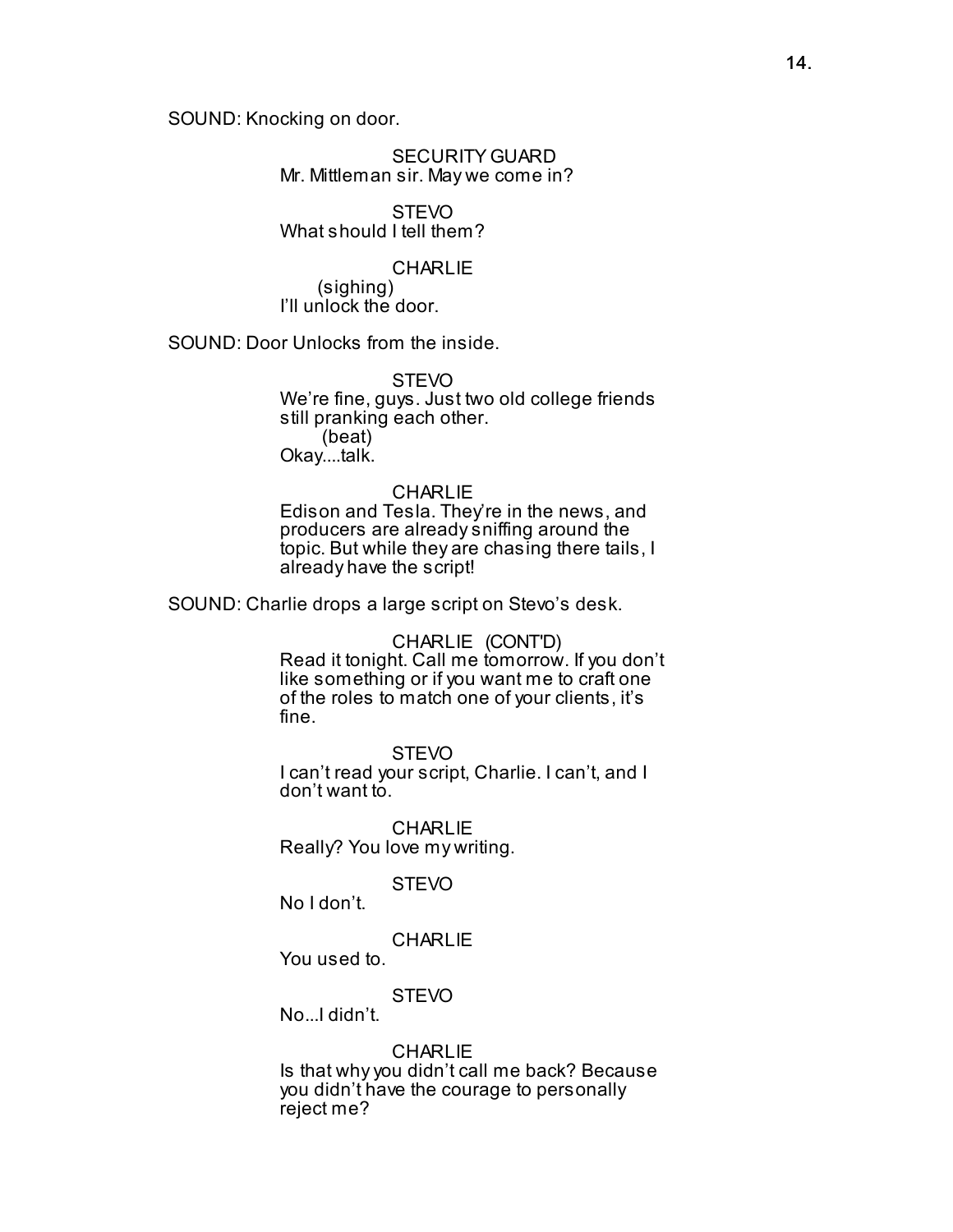SOUND: Knocking on door.

SECURITY GUARD
Mr. Mittleman sir. May we come in?

STEVO
What should I tell them?

CHARLIE
(sighing)
I'll unlock the door.

SOUND: Door Unlocks from the inside.

STEVO
We're fine, guys. Just two old college friends still pranking each other.
(beat)
Okay....talk.

CHARLIE
Edison and Tesla. They're in the news, and producers are already sniffing around the topic. But while they are chasing there tails, I already have the script!

SOUND: Charlie drops a large script on Stevo's desk.

CHARLIE (CONT'D)
Read it tonight. Call me tomorrow. If you don't like something or if you want me to craft one of the roles to match one of your clients, it's fine.

STEVO
I can't read your script, Charlie. I can't, and I don't want to.

CHARLIE
Really? You love my writing.

STEVO
No I don't.

CHARLIE
You used to.

STEVO
No...I didn't.

CHARLIE
Is that why you didn't call me back? Because you didn't have the courage to personally reject me?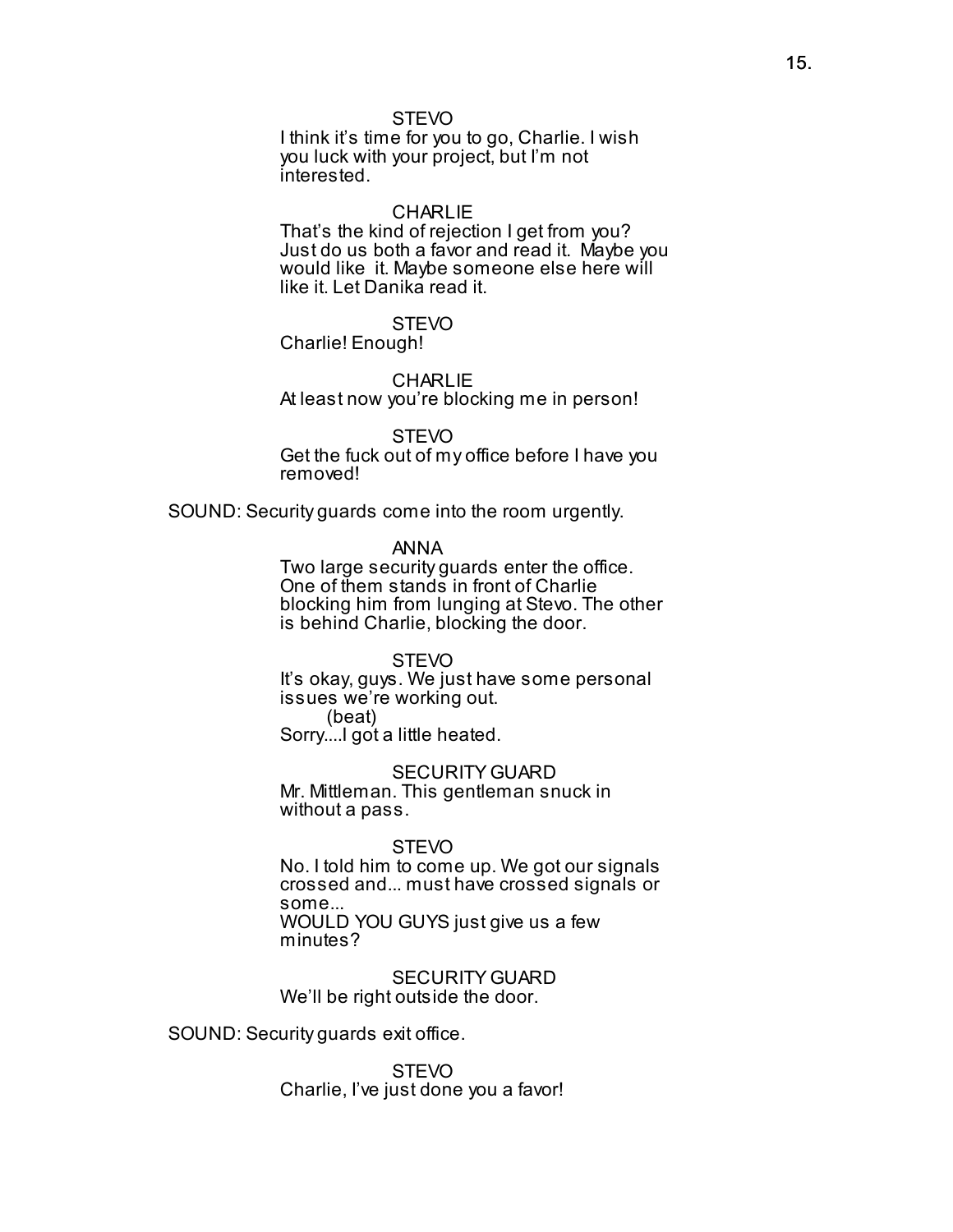STEVO
I think it's time for you to go, Charlie. I wish you luck with your project, but I'm not interested.

CHARLIE
That's the kind of rejection I get from you? Just do us both a favor and read it. Maybe you would like it. Maybe someone else here will like it. Let Danika read it.

STEVO
Charlie! Enough!

CHARLIE
At least now you're blocking me in person!

STEVO
Get the fuck out of my office before I have you removed!

SOUND: Security guards come into the room urgently.

ANNA
Two large security guards enter the office. One of them stands in front of Charlie blocking him from lunging at Stevo. The other is behind Charlie, blocking the door.

STEVO
It's okay, guys. We just have some personal issues we're working out.
(beat)
Sorry....I got a little heated.

SECURITY GUARD
Mr. Mittleman. This gentleman snuck in without a pass.

STEVO
No. I told him to come up. We got our signals crossed and... must have crossed signals or some...
WOULD YOU GUYS just give us a few minutes?

SECURITY GUARD
We'll be right outside the door.

SOUND: Security guards exit office.

STEVO
Charlie, I've just done you a favor!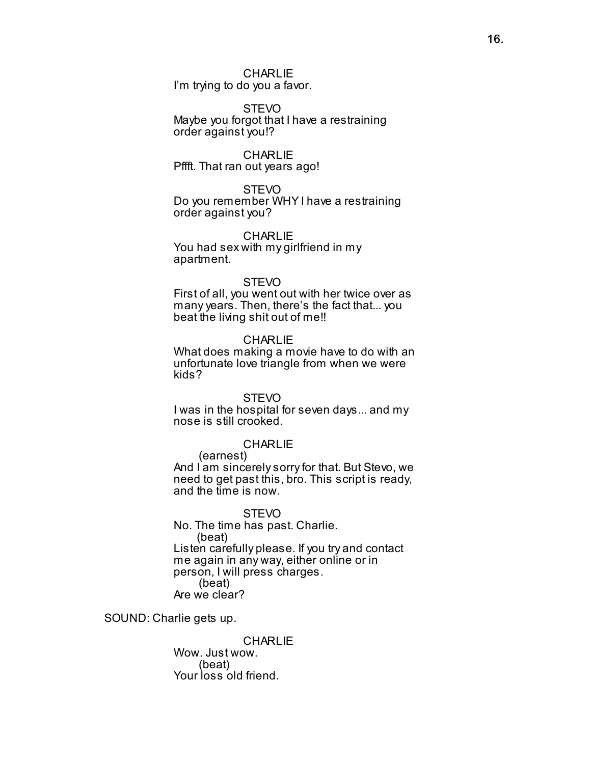CHARLIE
I'm trying to do you a favor.

STEVO
Maybe you forgot that I have a restraining order against you!?

CHARLIE
Pffft. That ran out years ago!

STEVO
Do you remember WHY I have a restraining order against you?

CHARLIE
You had sex with my girlfriend in my apartment.

STEVO
First of all, you went out with her twice over as many years. Then, there's the fact that... you beat the living shit out of me!!

CHARLIE
What does making a movie have to do with an unfortunate love triangle from when we were kids?

STEVO
I was in the hospital for seven days... and my nose is still crooked.

CHARLIE
(earnest)
And I am sincerely sorry for that. But Stevo, we need to get past this, bro. This script is ready, and the time is now.

STEVO
No. The time has past. Charlie.
(beat)
Listen carefully please. If you try and contact me again in any way, either online or in person, I will press charges.
(beat)
Are we clear?

SOUND: Charlie gets up.

CHARLIE
Wow. Just wow.
(beat)
Your loss old friend.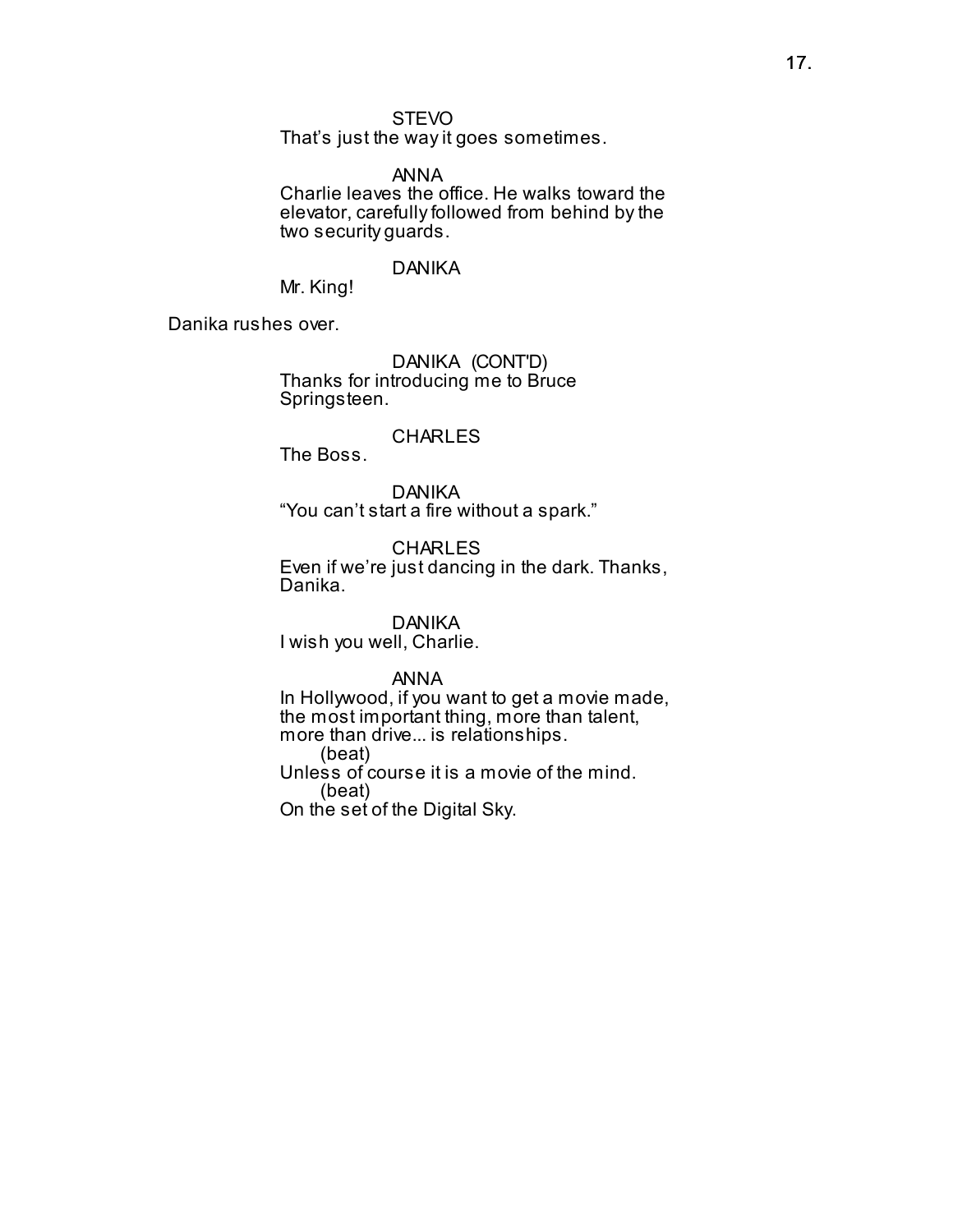STEVO
That's just the way it goes sometimes.

ANNA
Charlie leaves the office. He walks toward the elevator, carefully followed from behind by the two security guards.

DANIKA
Mr. King!

Danika rushes over.

DANIKA (CONT'D)
Thanks for introducing me to Bruce Springsteen.

CHARLES
The Boss.

DANIKA
"You can't start a fire without a spark."

CHARLES
Even if we're just dancing in the dark. Thanks, Danika.

DANIKA
I wish you well, Charlie.

ANNA
In Hollywood, if you want to get a movie made, the most important thing, more than talent, more than drive... is relationships.
(beat)
Unless of course it is a movie of the mind.
(beat)
On the set of the Digital Sky.